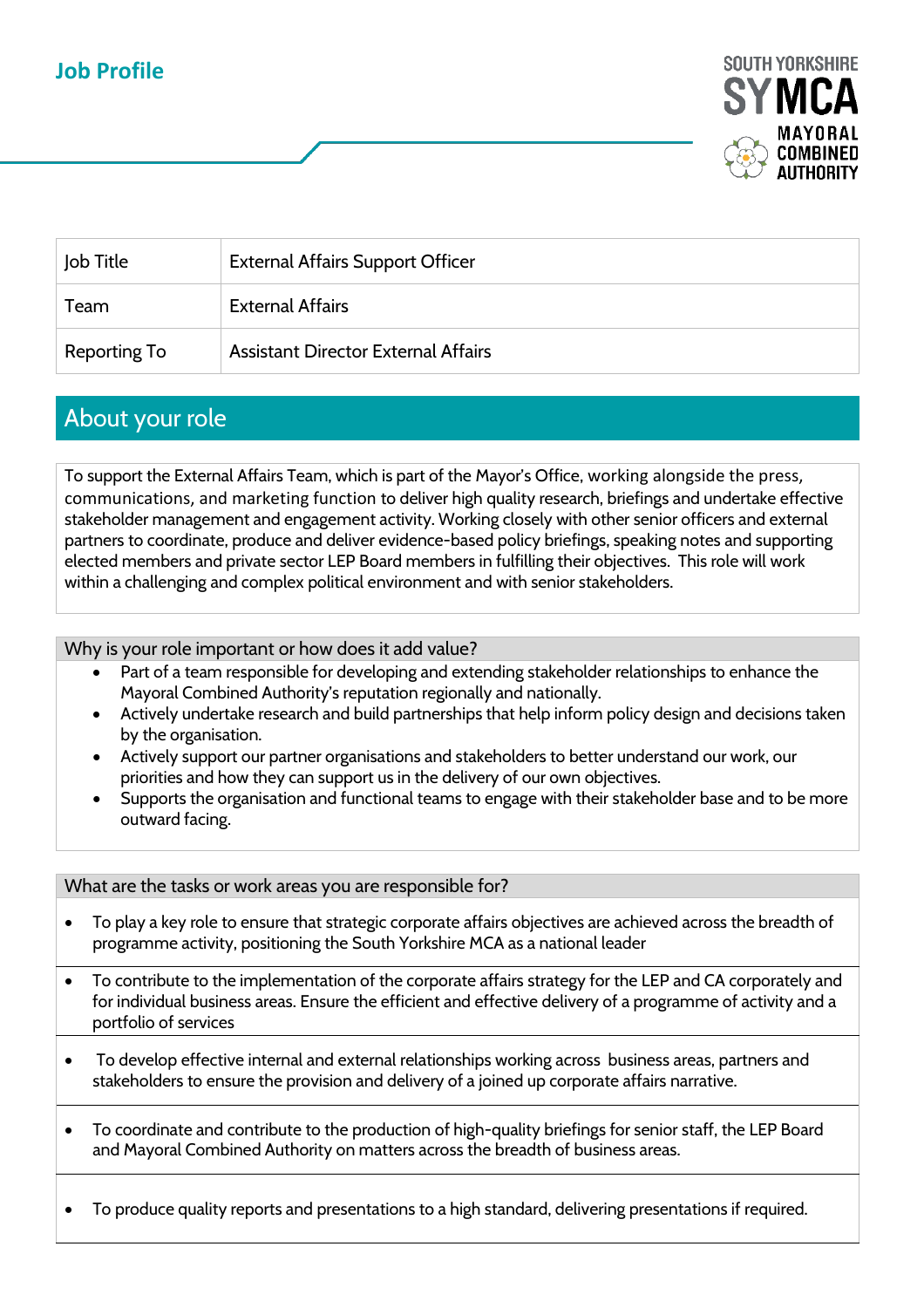# Job Profile

SOUTH YORKSHIRE SYMCA MAYORAL COMBINED AUTHORITY

| Job Title | External Affairs Support Officer |
|---|---|
| Team | External Affairs |
| Reporting To | Assistant Director External Affairs |

## About your role

To support the External Affairs Team, which is part of the Mayor's Office, working alongside the press, communications, and marketing function to deliver high quality research, briefings and undertake effective stakeholder management and engagement activity. Working closely with other senior officers and external partners to coordinate, produce and deliver evidence-based policy briefings, speaking notes and supporting elected members and private sector LEP Board members in fulfilling their objectives. This role will work within a challenging and complex political environment and with senior stakeholders.

### Why is your role important or how does it add value?

- Part of a team responsible for developing and extending stakeholder relationships to enhance the Mayoral Combined Authority's reputation regionally and nationally.
- Actively undertake research and build partnerships that help inform policy design and decisions taken by the organisation.
- Actively support our partner organisations and stakeholders to better understand our work, our priorities and how they can support us in the delivery of our own objectives.
- Supports the organisation and functional teams to engage with their stakeholder base and to be more outward facing.

### What are the tasks or work areas you are responsible for?

- To play a key role to ensure that strategic corporate affairs objectives are achieved across the breadth of programme activity, positioning the South Yorkshire MCA as a national leader
- To contribute to the implementation of the corporate affairs strategy for the LEP and CA corporately and for individual business areas. Ensure the efficient and effective delivery of a programme of activity and a portfolio of services
- To develop effective internal and external relationships working across business areas, partners and stakeholders to ensure the provision and delivery of a joined up corporate affairs narrative.
- To coordinate and contribute to the production of high-quality briefings for senior staff, the LEP Board and Mayoral Combined Authority on matters across the breadth of business areas.
- To produce quality reports and presentations to a high standard, delivering presentations if required.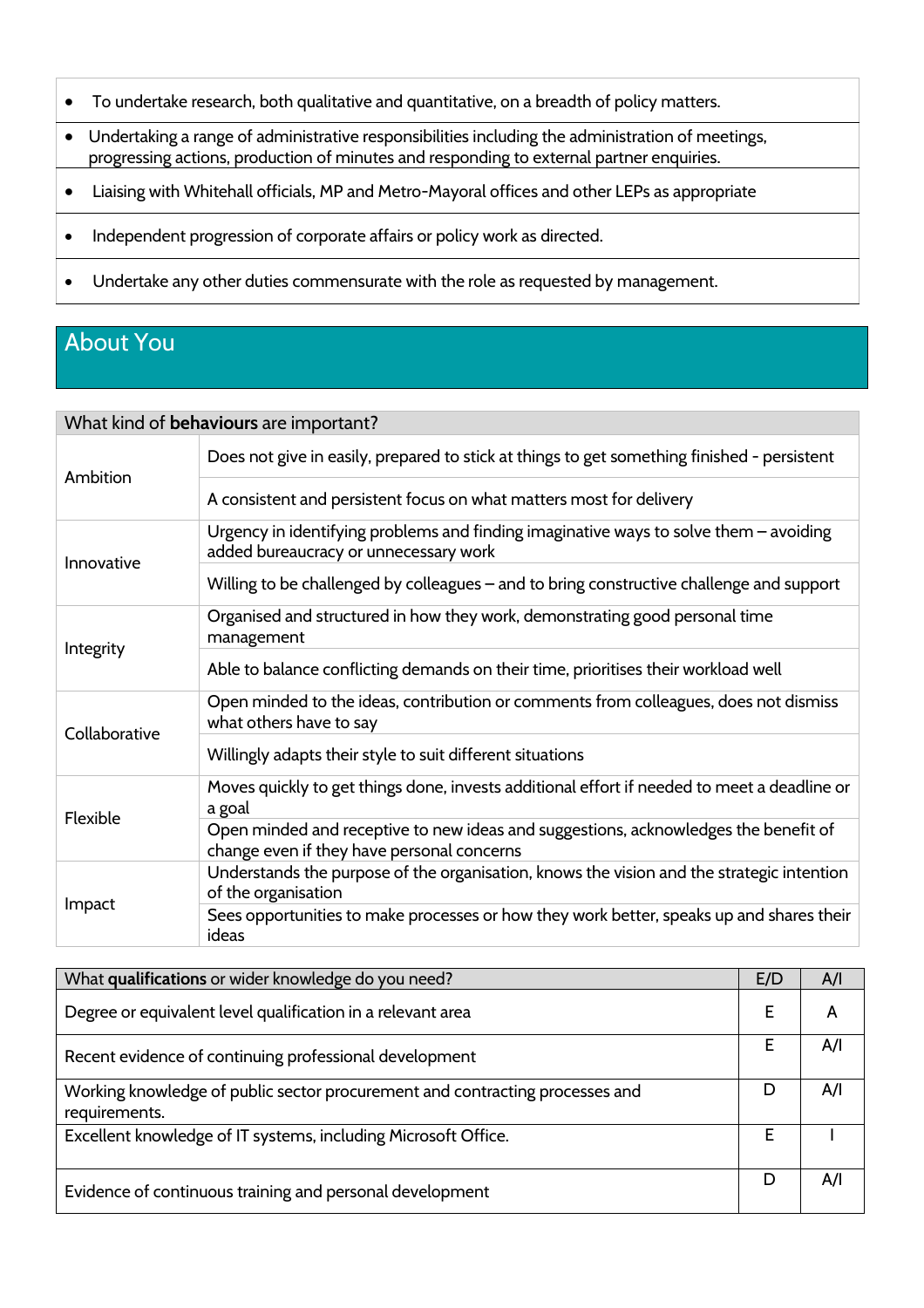- To undertake research, both qualitative and quantitative, on a breadth of policy matters.
- Undertaking a range of administrative responsibilities including the administration of meetings, progressing actions, production of minutes and responding to external partner enquiries.
- Liaising with Whitehall officials, MP and Metro-Mayoral offices and other LEPs as appropriate
- Independent progression of corporate affairs or policy work as directed.
- Undertake any other duties commensurate with the role as requested by management.

## About You

| What kind of **behaviours** are important? | |
|---|---|
| Ambition | Does not give in easily, prepared to stick at things to get something finished - persistent |
| | A consistent and persistent focus on what matters most for delivery |
| Innovative | Urgency in identifying problems and finding imaginative ways to solve them – avoiding added bureaucracy or unnecessary work |
| | Willing to be challenged by colleagues – and to bring constructive challenge and support |
| Integrity | Organised and structured in how they work, demonstrating good personal time management |
| | Able to balance conflicting demands on their time, prioritises their workload well |
| Collaborative | Open minded to the ideas, contribution or comments from colleagues, does not dismiss what others have to say |
| | Willingly adapts their style to suit different situations |
| Flexible | Moves quickly to get things done, invests additional effort if needed to meet a deadline or a goal |
| | Open minded and receptive to new ideas and suggestions, acknowledges the benefit of change even if they have personal concerns |
| Impact | Understands the purpose of the organisation, knows the vision and the strategic intention of the organisation |
| | Sees opportunities to make processes or how they work better, speaks up and shares their ideas |

| What **qualifications** or wider knowledge do you need? | E/D | A/I |
|---|---|---|
| Degree or equivalent level qualification in a relevant area | E | A |
| Recent evidence of continuing professional development | E | A/I |
| Working knowledge of public sector procurement and contracting processes and requirements. | D | A/I |
| Excellent knowledge of IT systems, including Microsoft Office. | E | I |
| Evidence of continuous training and personal development | D | A/I |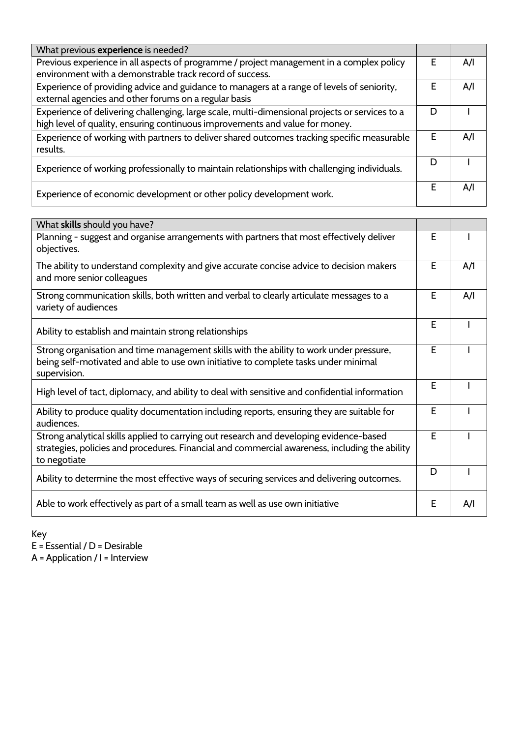| What previous **experience** is needed? | | |
|---|---|---|
| Previous experience in all aspects of programme / project management in a complex policy environment with a demonstrable track record of success. | E | A/I |
| Experience of providing advice and guidance to managers at a range of levels of seniority, external agencies and other forums on a regular basis | E | A/I |
| Experience of delivering challenging, large scale, multi-dimensional projects or services to a high level of quality, ensuring continuous improvements and value for money. | D | I |
| Experience of working with partners to deliver shared outcomes tracking specific measurable results. | E | A/I |
| Experience of working professionally to maintain relationships with challenging individuals. | D | I |
| Experience of economic development or other policy development work. | E | A/I |

| What **skills** should you have? | | |
|---|---|---|
| Planning - suggest and organise arrangements with partners that most effectively deliver objectives. | E | I |
| The ability to understand complexity and give accurate concise advice to decision makers and more senior colleagues | E | A/1 |
| Strong communication skills, both written and verbal to clearly articulate messages to a variety of audiences | E | A/I |
| Ability to establish and maintain strong relationships | E | I |
| Strong organisation and time management skills with the ability to work under pressure, being self-motivated and able to use own initiative to complete tasks under minimal supervision. | E | I |
| High level of tact, diplomacy, and ability to deal with sensitive and confidential information | E | I |
| Ability to produce quality documentation including reports, ensuring they are suitable for audiences. | E | I |
| Strong analytical skills applied to carrying out research and developing evidence-based strategies, policies and procedures. Financial and commercial awareness, including the ability to negotiate | E | I |
| Ability to determine the most effective ways of securing services and delivering outcomes. | D | I |
| Able to work effectively as part of a small team as well as use own initiative | E | A/I |

Key
E = Essential / D = Desirable
A = Application / I = Interview